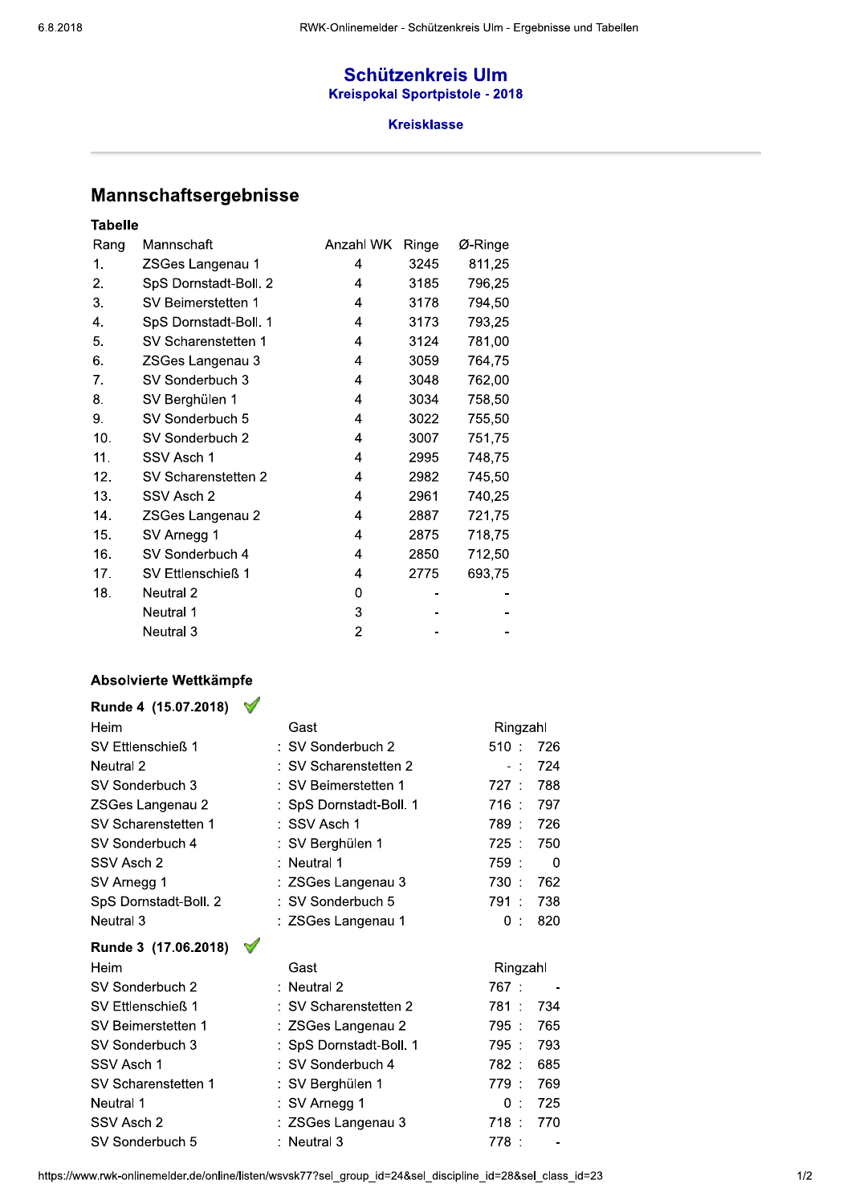# Schützenkreis Ulm

## Kreispokal Sportpistole - 2018

### Kreisklasse

## Mannschaftsergebnisse

**Tabelle**

| Rang | Mannschaft | Anzahl WK | Ringe | Ø-Ringe |
|---|---|---|---|---|
| 1. | ZSGes Langenau 1 | 4 | 3245 | 811,25 |
| 2. | SpS Dornstadt-Boll. 2 | 4 | 3185 | 796,25 |
| 3. | SV Beimerstetten 1 | 4 | 3178 | 794,50 |
| 4. | SpS Dornstadt-Boll. 1 | 4 | 3173 | 793,25 |
| 5. | SV Scharenstetten 1 | 4 | 3124 | 781,00 |
| 6. | ZSGes Langenau 3 | 4 | 3059 | 764,75 |
| 7. | SV Sonderbuch 3 | 4 | 3048 | 762,00 |
| 8. | SV Berghülen 1 | 4 | 3034 | 758,50 |
| 9. | SV Sonderbuch 5 | 4 | 3022 | 755,50 |
| 10. | SV Sonderbuch 2 | 4 | 3007 | 751,75 |
| 11. | SSV Asch 1 | 4 | 2995 | 748,75 |
| 12. | SV Scharenstetten 2 | 4 | 2982 | 745,50 |
| 13. | SSV Asch 2 | 4 | 2961 | 740,25 |
| 14. | ZSGes Langenau 2 | 4 | 2887 | 721,75 |
| 15. | SV Arnegg 1 | 4 | 2875 | 718,75 |
| 16. | SV Sonderbuch 4 | 4 | 2850 | 712,50 |
| 17. | SV Ettlenschieß 1 | 4 | 2775 | 693,75 |
| 18. | Neutral 2 | 0 | - | - |
| | Neutral 1 | 3 | - | - |
| | Neutral 3 | 2 | - | - |

**Absolvierte Wettkämpfe**

**Runde 4 (15.07.2018)** ✓

| Heim | | Gast | Ringzahl | | |
|---|---|---|---|---|---|
| SV Ettlenschieß 1 | : | SV Sonderbuch 2 | 510 | : | 726 |
| Neutral 2 | : | SV Scharenstetten 2 | - | : | 724 |
| SV Sonderbuch 3 | : | SV Beimerstetten 1 | 727 | : | 788 |
| ZSGes Langenau 2 | : | SpS Dornstadt-Boll. 1 | 716 | : | 797 |
| SV Scharenstetten 1 | : | SSV Asch 1 | 789 | : | 726 |
| SV Sonderbuch 4 | : | SV Berghülen 1 | 725 | : | 750 |
| SSV Asch 2 | : | Neutral 1 | 759 | : | 0 |
| SV Arnegg 1 | : | ZSGes Langenau 3 | 730 | : | 762 |
| SpS Dornstadt-Boll. 2 | : | SV Sonderbuch 5 | 791 | : | 738 |
| Neutral 3 | : | ZSGes Langenau 1 | 0 | : | 820 |

**Runde 3 (17.06.2018)** ✓

| Heim | | Gast | Ringzahl | | |
|---|---|---|---|---|---|
| SV Sonderbuch 2 | : | Neutral 2 | 767 | : | - |
| SV Ettlenschieß 1 | : | SV Scharenstetten 2 | 781 | : | 734 |
| SV Beimerstetten 1 | : | ZSGes Langenau 2 | 795 | : | 765 |
| SV Sonderbuch 3 | : | SpS Dornstadt-Boll. 1 | 795 | : | 793 |
| SSV Asch 1 | : | SV Sonderbuch 4 | 782 | : | 685 |
| SV Scharenstetten 1 | : | SV Berghülen 1 | 779 | : | 769 |
| Neutral 1 | : | SV Arnegg 1 | 0 | : | 725 |
| SSV Asch 2 | : | ZSGes Langenau 3 | 718 | : | 770 |
| SV Sonderbuch 5 | : | Neutral 3 | 778 | : | - |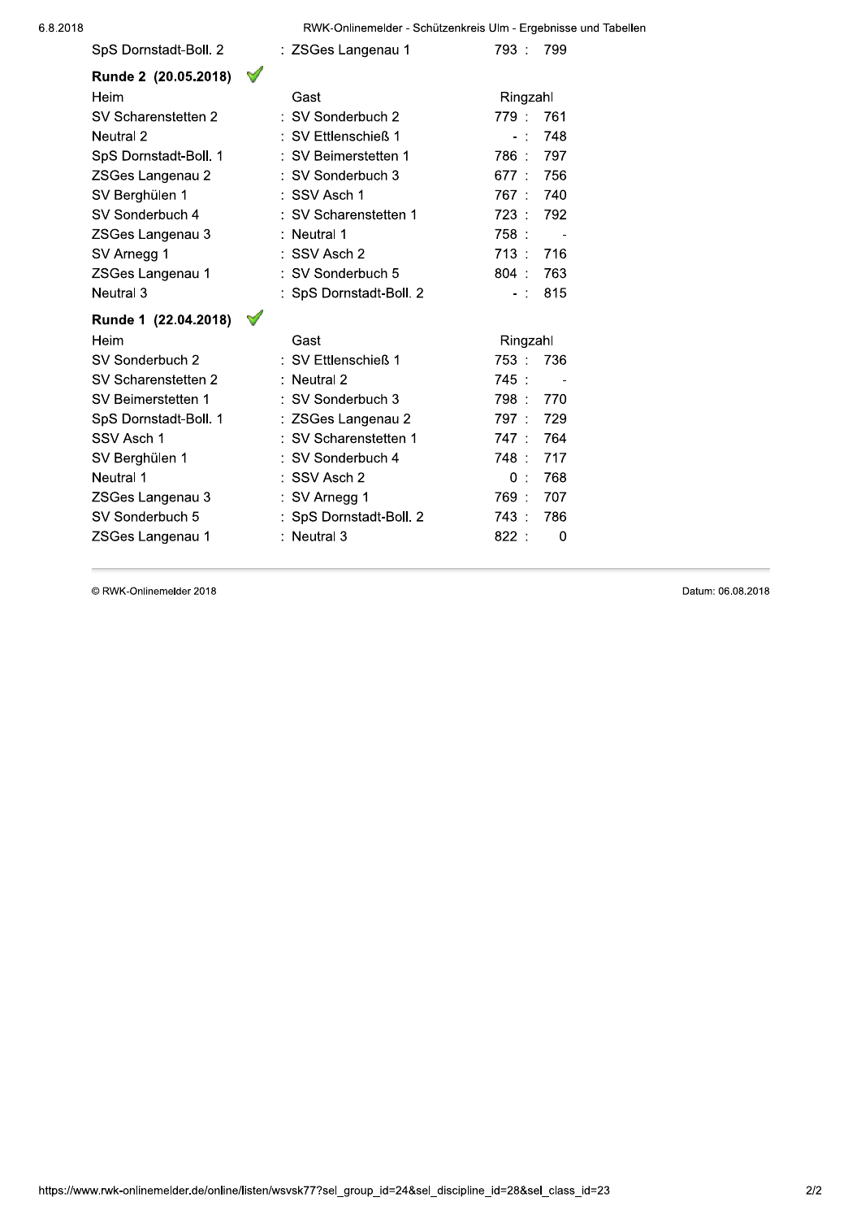| | | |
|---|---|---|
| SpS Dornstadt-Boll. 2 | : ZSGes Langenau 1 | 793 : 799 |

### Runde 2 (20.05.2018) ✓

| Heim | Gast | Ringzahl |
|---|---|---|
| SV Scharenstetten 2 | : SV Sonderbuch 2 | 779 : 761 |
| Neutral 2 | : SV Ettlenschieß 1 | - : 748 |
| SpS Dornstadt-Boll. 1 | : SV Beimerstetten 1 | 786 : 797 |
| ZSGes Langenau 2 | : SV Sonderbuch 3 | 677 : 756 |
| SV Berghülen 1 | : SSV Asch 1 | 767 : 740 |
| SV Sonderbuch 4 | : SV Scharenstetten 1 | 723 : 792 |
| ZSGes Langenau 3 | : Neutral 1 | 758 : - |
| SV Arnegg 1 | : SSV Asch 2 | 713 : 716 |
| ZSGes Langenau 1 | : SV Sonderbuch 5 | 804 : 763 |
| Neutral 3 | : SpS Dornstadt-Boll. 2 | - : 815 |

### Runde 1 (22.04.2018) ✓

| Heim | Gast | Ringzahl |
|---|---|---|
| SV Sonderbuch 2 | : SV Ettlenschieß 1 | 753 : 736 |
| SV Scharenstetten 2 | : Neutral 2 | 745 : - |
| SV Beimerstetten 1 | : SV Sonderbuch 3 | 798 : 770 |
| SpS Dornstadt-Boll. 1 | : ZSGes Langenau 2 | 797 : 729 |
| SSV Asch 1 | : SV Scharenstetten 1 | 747 : 764 |
| SV Berghülen 1 | : SV Sonderbuch 4 | 748 : 717 |
| Neutral 1 | : SSV Asch 2 | 0 : 768 |
| ZSGes Langenau 3 | : SV Arnegg 1 | 769 : 707 |
| SV Sonderbuch 5 | : SpS Dornstadt-Boll. 2 | 743 : 786 |
| ZSGes Langenau 1 | : Neutral 3 | 822 : 0 |

© RWK-Onlinemelder 2018

Datum: 06.08.2018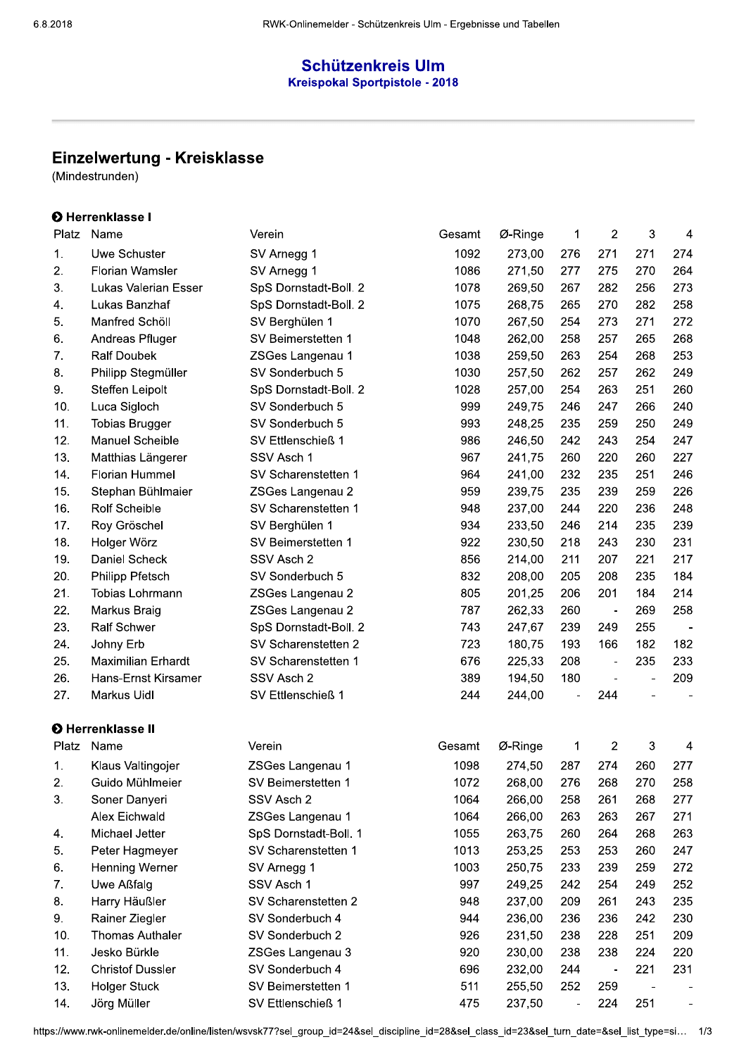# Schützenkreis Ulm

**Kreispokal Sportpistole - 2018**

## Einzelwertung - Kreisklasse

(Mindestrunden)

### ➊ Herrenklasse I

| Platz | Name | Verein | Gesamt | Ø-Ringe | 1 | 2 | 3 | 4 |
|---|---|---|---|---|---|---|---|---|
| 1. | Uwe Schuster | SV Arnegg 1 | 1092 | 273,00 | 276 | 271 | 271 | 274 |
| 2. | Florian Wamsler | SV Arnegg 1 | 1086 | 271,50 | 277 | 275 | 270 | 264 |
| 3. | Lukas Valerian Esser | SpS Dornstadt-Boll. 2 | 1078 | 269,50 | 267 | 282 | 256 | 273 |
| 4. | Lukas Banzhaf | SpS Dornstadt-Boll. 2 | 1075 | 268,75 | 265 | 270 | 282 | 258 |
| 5. | Manfred Schöll | SV Berghülen 1 | 1070 | 267,50 | 254 | 273 | 271 | 272 |
| 6. | Andreas Pfluger | SV Beimerstetten 1 | 1048 | 262,00 | 258 | 257 | 265 | 268 |
| 7. | Ralf Doubek | ZSGes Langenau 1 | 1038 | 259,50 | 263 | 254 | 268 | 253 |
| 8. | Philipp Stegmüller | SV Sonderbuch 5 | 1030 | 257,50 | 262 | 257 | 262 | 249 |
| 9. | Steffen Leipolt | SpS Dornstadt-Boll. 2 | 1028 | 257,00 | 254 | 263 | 251 | 260 |
| 10. | Luca Sigloch | SV Sonderbuch 5 | 999 | 249,75 | 246 | 247 | 266 | 240 |
| 11. | Tobias Brugger | SV Sonderbuch 5 | 993 | 248,25 | 235 | 259 | 250 | 249 |
| 12. | Manuel Scheible | SV Ettlenschieß 1 | 986 | 246,50 | 242 | 243 | 254 | 247 |
| 13. | Matthias Längerer | SSV Asch 1 | 967 | 241,75 | 260 | 220 | 260 | 227 |
| 14. | Florian Hummel | SV Scharenstetten 1 | 964 | 241,00 | 232 | 235 | 251 | 246 |
| 15. | Stephan Bühlmaier | ZSGes Langenau 2 | 959 | 239,75 | 235 | 239 | 259 | 226 |
| 16. | Rolf Scheible | SV Scharenstetten 1 | 948 | 237,00 | 244 | 220 | 236 | 248 |
| 17. | Roy Gröschel | SV Berghülen 1 | 934 | 233,50 | 246 | 214 | 235 | 239 |
| 18. | Holger Wörz | SV Beimerstetten 1 | 922 | 230,50 | 218 | 243 | 230 | 231 |
| 19. | Daniel Scheck | SSV Asch 2 | 856 | 214,00 | 211 | 207 | 221 | 217 |
| 20. | Philipp Pfetsch | SV Sonderbuch 5 | 832 | 208,00 | 205 | 208 | 235 | 184 |
| 21. | Tobias Lohrmann | ZSGes Langenau 2 | 805 | 201,25 | 206 | 201 | 184 | 214 |
| 22. | Markus Braig | ZSGes Langenau 2 | 787 | 262,33 | 260 | - | 269 | 258 |
| 23. | Ralf Schwer | SpS Dornstadt-Boll. 2 | 743 | 247,67 | 239 | 249 | 255 | - |
| 24. | Johny Erb | SV Scharenstetten 2 | 723 | 180,75 | 193 | 166 | 182 | 182 |
| 25. | Maximilian Erhardt | SV Scharenstetten 1 | 676 | 225,33 | 208 | - | 235 | 233 |
| 26. | Hans-Ernst Kirsamer | SSV Asch 2 | 389 | 194,50 | 180 | - | - | 209 |
| 27. | Markus Uidl | SV Ettlenschieß 1 | 244 | 244,00 | - | 244 | - | - |

### ➋ Herrenklasse II

| Platz | Name | Verein | Gesamt | Ø-Ringe | 1 | 2 | 3 | 4 |
|---|---|---|---|---|---|---|---|---|
| 1. | Klaus Valtingojer | ZSGes Langenau 1 | 1098 | 274,50 | 287 | 274 | 260 | 277 |
| 2. | Guido Mühlmeier | SV Beimerstetten 1 | 1072 | 268,00 | 276 | 268 | 270 | 258 |
| 3. | Soner Danyeri | SSV Asch 2 | 1064 | 266,00 | 258 | 261 | 268 | 277 |
| | Alex Eichwald | ZSGes Langenau 1 | 1064 | 266,00 | 263 | 263 | 267 | 271 |
| 4. | Michael Jetter | SpS Dornstadt-Boll. 1 | 1055 | 263,75 | 260 | 264 | 268 | 263 |
| 5. | Peter Hagmeyer | SV Scharenstetten 1 | 1013 | 253,25 | 253 | 253 | 260 | 247 |
| 6. | Henning Werner | SV Arnegg 1 | 1003 | 250,75 | 233 | 239 | 259 | 272 |
| 7. | Uwe Aßfalg | SSV Asch 1 | 997 | 249,25 | 242 | 254 | 249 | 252 |
| 8. | Harry Häußler | SV Scharenstetten 2 | 948 | 237,00 | 209 | 261 | 243 | 235 |
| 9. | Rainer Ziegler | SV Sonderbuch 4 | 944 | 236,00 | 236 | 236 | 242 | 230 |
| 10. | Thomas Authaler | SV Sonderbuch 2 | 926 | 231,50 | 238 | 228 | 251 | 209 |
| 11. | Jesko Bürkle | ZSGes Langenau 3 | 920 | 230,00 | 238 | 238 | 224 | 220 |
| 12. | Christof Dussler | SV Sonderbuch 4 | 696 | 232,00 | 244 | - | 221 | 231 |
| 13. | Holger Stuck | SV Beimerstetten 1 | 511 | 255,50 | 252 | 259 | - | - |
| 14. | Jörg Müller | SV Ettlenschieß 1 | 475 | 237,50 | - | 224 | 251 | - |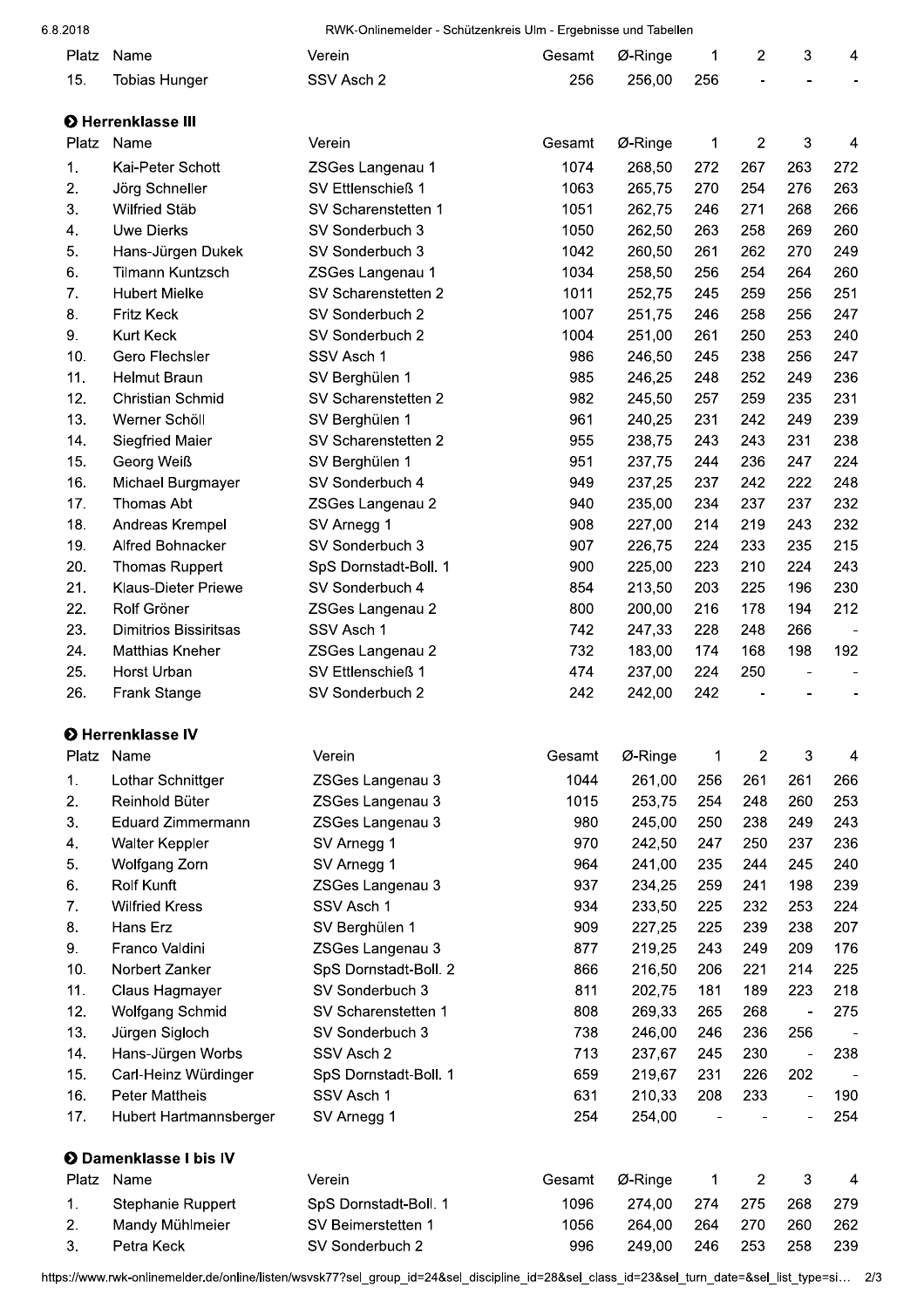| Platz | Name | Verein | Gesamt | Ø-Ringe | 1 | 2 | 3 | 4 |
|---|---|---|---|---|---|---|---|---|
| 15. | Tobias Hunger | SSV Asch 2 | 256 | 256,00 | 256 | - | - | - |

## ❯ Herrenklasse III

| Platz | Name | Verein | Gesamt | Ø-Ringe | 1 | 2 | 3 | 4 |
|---|---|---|---|---|---|---|---|---|
| 1. | Kai-Peter Schott | ZSGes Langenau 1 | 1074 | 268,50 | 272 | 267 | 263 | 272 |
| 2. | Jörg Schneller | SV Ettlenschieß 1 | 1063 | 265,75 | 270 | 254 | 276 | 263 |
| 3. | Wilfried Stäb | SV Scharenstetten 1 | 1051 | 262,75 | 246 | 271 | 268 | 266 |
| 4. | Uwe Dierks | SV Sonderbuch 3 | 1050 | 262,50 | 263 | 258 | 269 | 260 |
| 5. | Hans-Jürgen Dukek | SV Sonderbuch 3 | 1042 | 260,50 | 261 | 262 | 270 | 249 |
| 6. | Tilmann Kuntzsch | ZSGes Langenau 1 | 1034 | 258,50 | 256 | 254 | 264 | 260 |
| 7. | Hubert Mielke | SV Scharenstetten 2 | 1011 | 252,75 | 245 | 259 | 256 | 251 |
| 8. | Fritz Keck | SV Sonderbuch 2 | 1007 | 251,75 | 246 | 258 | 256 | 247 |
| 9. | Kurt Keck | SV Sonderbuch 2 | 1004 | 251,00 | 261 | 250 | 253 | 240 |
| 10. | Gero Flechsler | SSV Asch 1 | 986 | 246,50 | 245 | 238 | 256 | 247 |
| 11. | Helmut Braun | SV Berghülen 1 | 985 | 246,25 | 248 | 252 | 249 | 236 |
| 12. | Christian Schmid | SV Scharenstetten 2 | 982 | 245,50 | 257 | 259 | 235 | 231 |
| 13. | Werner Schöll | SV Berghülen 1 | 961 | 240,25 | 231 | 242 | 249 | 239 |
| 14. | Siegfried Maier | SV Scharenstetten 2 | 955 | 238,75 | 243 | 243 | 231 | 238 |
| 15. | Georg Weiß | SV Berghülen 1 | 951 | 237,75 | 244 | 236 | 247 | 224 |
| 16. | Michael Burgmayer | SV Sonderbuch 4 | 949 | 237,25 | 237 | 242 | 222 | 248 |
| 17. | Thomas Abt | ZSGes Langenau 2 | 940 | 235,00 | 234 | 237 | 237 | 232 |
| 18. | Andreas Krempel | SV Arnegg 1 | 908 | 227,00 | 214 | 219 | 243 | 232 |
| 19. | Alfred Bohnacker | SV Sonderbuch 3 | 907 | 226,75 | 224 | 233 | 235 | 215 |
| 20. | Thomas Ruppert | SpS Dornstadt-Boll. 1 | 900 | 225,00 | 223 | 210 | 224 | 243 |
| 21. | Klaus-Dieter Priewe | SV Sonderbuch 4 | 854 | 213,50 | 203 | 225 | 196 | 230 |
| 22. | Rolf Gröner | ZSGes Langenau 2 | 800 | 200,00 | 216 | 178 | 194 | 212 |
| 23. | Dimitrios Bissiritsas | SSV Asch 1 | 742 | 247,33 | 228 | 248 | 266 | - |
| 24. | Matthias Kneher | ZSGes Langenau 2 | 732 | 183,00 | 174 | 168 | 198 | 192 |
| 25. | Horst Urban | SV Ettlenschieß 1 | 474 | 237,00 | 224 | 250 | - | - |
| 26. | Frank Stange | SV Sonderbuch 2 | 242 | 242,00 | 242 | - | - | - |

## ❯ Herrenklasse IV

| Platz | Name | Verein | Gesamt | Ø-Ringe | 1 | 2 | 3 | 4 |
|---|---|---|---|---|---|---|---|---|
| 1. | Lothar Schnittger | ZSGes Langenau 3 | 1044 | 261,00 | 256 | 261 | 261 | 266 |
| 2. | Reinhold Büter | ZSGes Langenau 3 | 1015 | 253,75 | 254 | 248 | 260 | 253 |
| 3. | Eduard Zimmermann | ZSGes Langenau 3 | 980 | 245,00 | 250 | 238 | 249 | 243 |
| 4. | Walter Keppler | SV Arnegg 1 | 970 | 242,50 | 247 | 250 | 237 | 236 |
| 5. | Wolfgang Zorn | SV Arnegg 1 | 964 | 241,00 | 235 | 244 | 245 | 240 |
| 6. | Rolf Kunft | ZSGes Langenau 3 | 937 | 234,25 | 259 | 241 | 198 | 239 |
| 7. | Wilfried Kress | SSV Asch 1 | 934 | 233,50 | 225 | 232 | 253 | 224 |
| 8. | Hans Erz | SV Berghülen 1 | 909 | 227,25 | 225 | 239 | 238 | 207 |
| 9. | Franco Valdini | ZSGes Langenau 3 | 877 | 219,25 | 243 | 249 | 209 | 176 |
| 10. | Norbert Zanker | SpS Dornstadt-Boll. 2 | 866 | 216,50 | 206 | 221 | 214 | 225 |
| 11. | Claus Hagmayer | SV Sonderbuch 3 | 811 | 202,75 | 181 | 189 | 223 | 218 |
| 12. | Wolfgang Schmid | SV Scharenstetten 1 | 808 | 269,33 | 265 | 268 | - | 275 |
| 13. | Jürgen Sigloch | SV Sonderbuch 3 | 738 | 246,00 | 246 | 236 | 256 | - |
| 14. | Hans-Jürgen Worbs | SSV Asch 2 | 713 | 237,67 | 245 | 230 | - | 238 |
| 15. | Carl-Heinz Würdinger | SpS Dornstadt-Boll. 1 | 659 | 219,67 | 231 | 226 | 202 | - |
| 16. | Peter Mattheis | SSV Asch 1 | 631 | 210,33 | 208 | 233 | - | 190 |
| 17. | Hubert Hartmannsberger | SV Arnegg 1 | 254 | 254,00 | - | - | - | 254 |

## ❯ Damenklasse I bis IV

| Platz | Name | Verein | Gesamt | Ø-Ringe | 1 | 2 | 3 | 4 |
|---|---|---|---|---|---|---|---|---|
| 1. | Stephanie Ruppert | SpS Dornstadt-Boll. 1 | 1096 | 274,00 | 274 | 275 | 268 | 279 |
| 2. | Mandy Mühlmeier | SV Beimerstetten 1 | 1056 | 264,00 | 264 | 270 | 260 | 262 |
| 3. | Petra Keck | SV Sonderbuch 2 | 996 | 249,00 | 246 | 253 | 258 | 239 |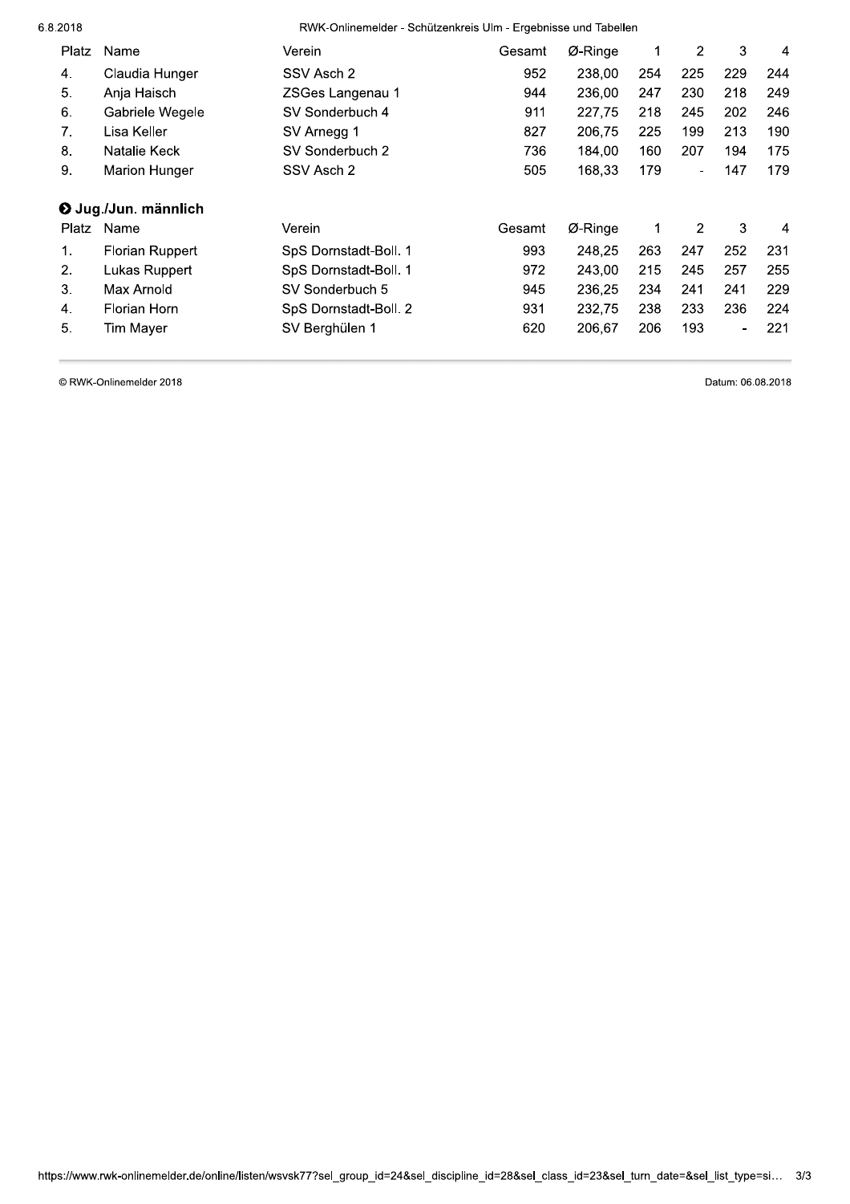| Platz | Name | Verein | Gesamt | Ø-Ringe | 1 | 2 | 3 | 4 |
|---|---|---|---|---|---|---|---|---|
| 4. | Claudia Hunger | SSV Asch 2 | 952 | 238,00 | 254 | 225 | 229 | 244 |
| 5. | Anja Haisch | ZSGes Langenau 1 | 944 | 236,00 | 247 | 230 | 218 | 249 |
| 6. | Gabriele Wegele | SV Sonderbuch 4 | 911 | 227,75 | 218 | 245 | 202 | 246 |
| 7. | Lisa Keller | SV Arnegg 1 | 827 | 206,75 | 225 | 199 | 213 | 190 |
| 8. | Natalie Keck | SV Sonderbuch 2 | 736 | 184,00 | 160 | 207 | 194 | 175 |
| 9. | Marion Hunger | SSV Asch 2 | 505 | 168,33 | 179 | - | 147 | 179 |

### Jug./Jun. männlich

| Platz | Name | Verein | Gesamt | Ø-Ringe | 1 | 2 | 3 | 4 |
|---|---|---|---|---|---|---|---|---|
| 1. | Florian Ruppert | SpS Dornstadt-Boll. 1 | 993 | 248,25 | 263 | 247 | 252 | 231 |
| 2. | Lukas Ruppert | SpS Dornstadt-Boll. 1 | 972 | 243,00 | 215 | 245 | 257 | 255 |
| 3. | Max Arnold | SV Sonderbuch 5 | 945 | 236,25 | 234 | 241 | 241 | 229 |
| 4. | Florian Horn | SpS Dornstadt-Boll. 2 | 931 | 232,75 | 238 | 233 | 236 | 224 |
| 5. | Tim Mayer | SV Berghülen 1 | 620 | 206,67 | 206 | 193 | - | 221 |

© RWK-Onlinemelder 2018

Datum: 06.08.2018